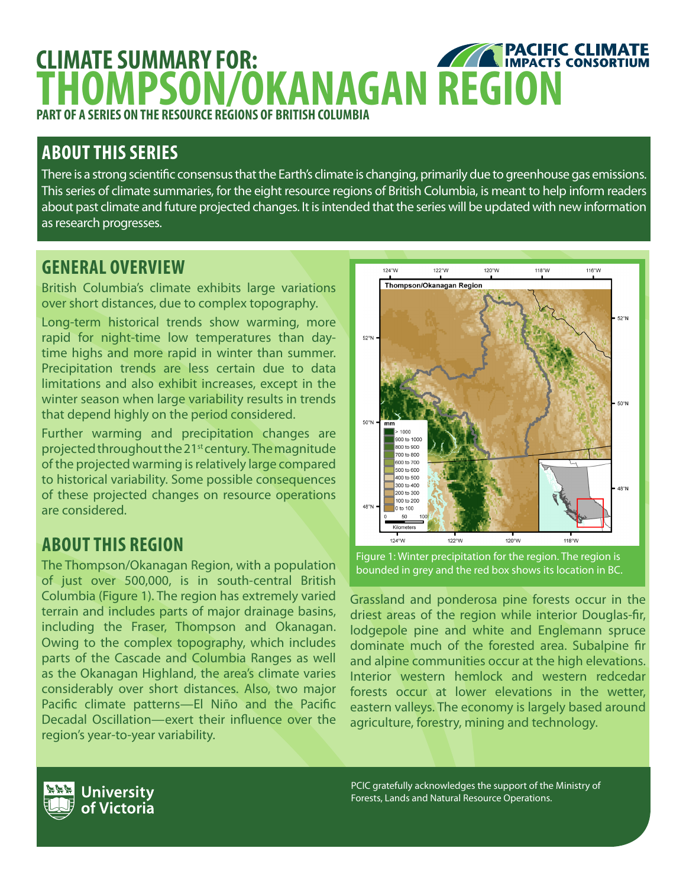# CLIMATE SUMMARY FOR: THOMPSON/OKANAGAN REGION

**PART OF A SERIES ON THE RESOURCE REGIONS OF BRITISH COLUMBIA**

## ABOUT THIS SERIES

There is a strong scientific consensus that the Earth's climate is changing, primarily due to greenhouse gas emissions. This series of climate summaries, for the eight resource regions of British Columbia, is meant to help inform readers about past climate and future projected changes. It is intended that the series will be updated with new information as research progresses.

## GENERAL OVERVIEW

British Columbia's climate exhibits large variations over short distances, due to complex topography.

Long-term historical trends show warming, more rapid for night-time low temperatures than day-time highs and more rapid in winter than summer. Precipitation trends are less certain due to data limitations and also exhibit increases, except in the winter season when large variability results in trends that depend highly on the period considered.

Further warming and precipitation changes are projected throughout the 21st century. The magnitude of the projected warming is relatively large compared to historical variability. Some possible consequences of these projected changes on resource operations are considered.

## ABOUT THIS REGION

The Thompson/Okanagan Region, with a population of just over 500,000, is in south-central British Columbia (Figure 1). The region has extremely varied terrain and includes parts of major drainage basins, including the Fraser, Thompson and Okanagan. Owing to the complex topography, which includes parts of the Cascade and Columbia Ranges as well as the Okanagan Highland, the area's climate varies considerably over short distances. Also, two major Pacific climate patterns—El Niño and the Pacific Decadal Oscillation—exert their influence over the region's year-to-year variability.

Figure 1: Winter precipitation for the region. The region is bounded in grey and the red box shows its location in BC.

Grassland and ponderosa pine forests occur in the driest areas of the region while interior Douglas-fir, lodgepole pine and white and Englemann spruce dominate much of the forested area. Subalpine fir and alpine communities occur at the high elevations. Interior western hemlock and western redcedar forests occur at lower elevations in the wetter, eastern valleys. The economy is largely based around agriculture, forestry, mining and technology.

PCIC gratefully acknowledges the support of the Ministry of Forests, Lands and Natural Resource Operations.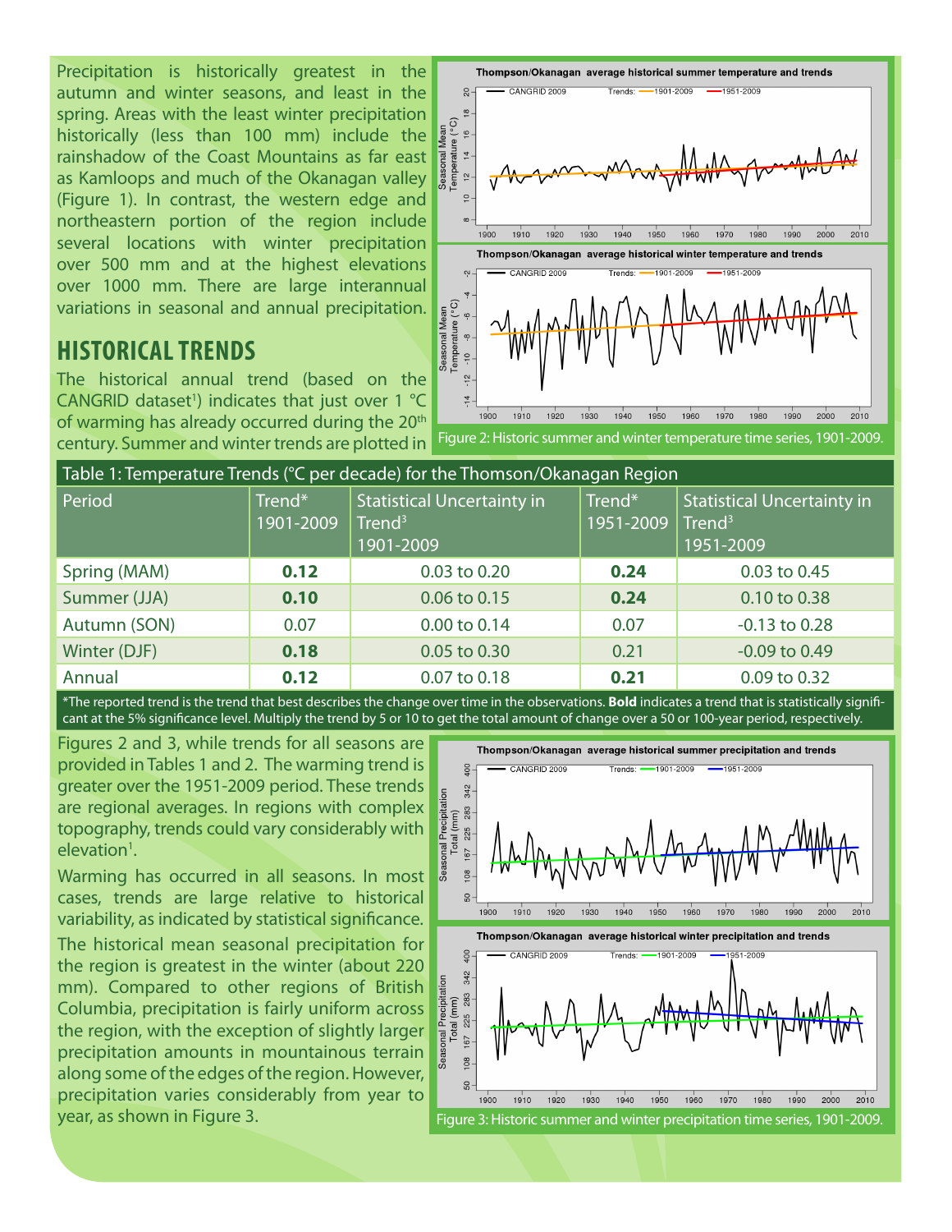Precipitation is historically greatest in the autumn and winter seasons, and least in the spring. Areas with the least winter precipitation historically (less than 100 mm) include the rainshadow of the Coast Mountains as far east as Kamloops and much of the Okanagan valley (Figure 1). In contrast, the western edge and northeastern portion of the region include several locations with winter precipitation over 500 mm and at the highest elevations over 1000 mm. There are large interannual variations in seasonal and annual precipitation.

## HISTORICAL TRENDS

The historical annual trend (based on the CANGRID dataset[1]) indicates that just over 1 °C of warming has already occurred during the 20th century. Summer and winter trends are plotted in Figures 2 and 3, while trends for all seasons are provided in Tables 1 and 2. The warming trend is greater over the 1951-2009 period. These trends are regional averages. In regions with complex topography, trends could vary considerably with elevation[1].

Warming has occurred in all seasons. In most cases, trends are large relative to historical variability, as indicated by statistical significance.

The historical mean seasonal precipitation for the region is greatest in the winter (about 220 mm). Compared to other regions of British Columbia, precipitation is fairly uniform across the region, with the exception of slightly larger precipitation amounts in mountainous terrain along some of the edges of the region. However, precipitation varies considerably from year to year, as shown in Figure 3.

Figure 2: Historic summer and winter temperature time series, 1901-2009.

Table 1: Temperature Trends (°C per decade) for the Thomson/Okanagan Region

| Period | Trend* 1901-2009 | Statistical Uncertainty in Trend[3] 1901-2009 | Trend* 1951-2009 | Statistical Uncertainty in Trend[3] 1951-2009 |
|---|---|---|---|---|
| Spring (MAM) | **0.12** | 0.03 to 0.20 | **0.24** | 0.03 to 0.45 |
| Summer (JJA) | **0.10** | 0.06 to 0.15 | **0.24** | 0.10 to 0.38 |
| Autumn (SON) | 0.07 | 0.00 to 0.14 | 0.07 | -0.13 to 0.28 |
| Winter (DJF) | **0.18** | 0.05 to 0.30 | 0.21 | -0.09 to 0.49 |
| Annual | **0.12** | 0.07 to 0.18 | **0.21** | 0.09 to 0.32 |

*The reported trend is the trend that best describes the change over time in the observations. **Bold** indicates a trend that is statistically significant at the 5% significance level. Multiply the trend by 5 or 10 to get the total amount of change over a 50 or 100-year period, respectively.

Figure 3: Historic summer and winter precipitation time series, 1901-2009.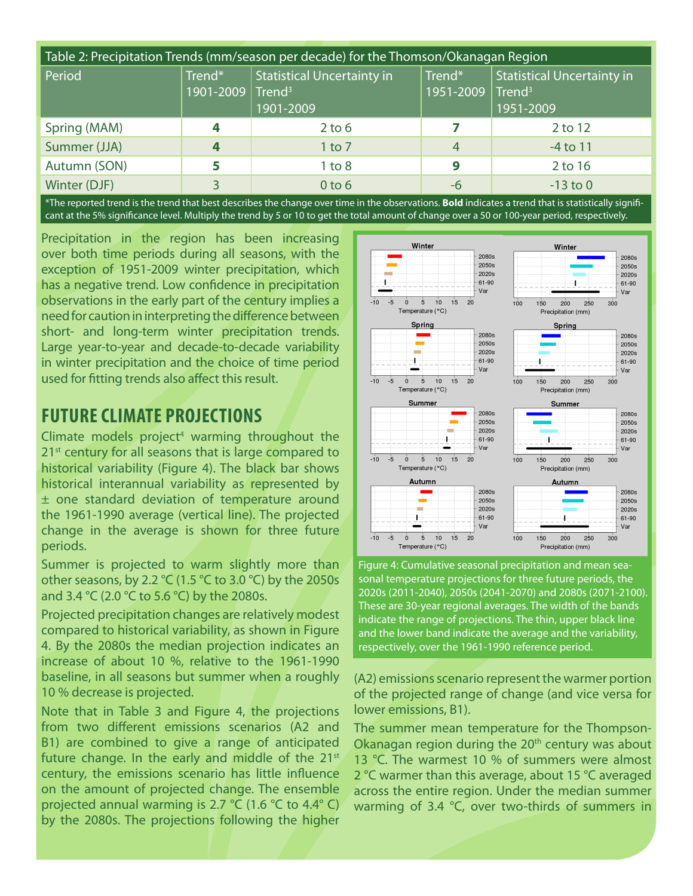| Table 2: Precipitation Trends (mm/season per decade) for the Thomson/Okanagan Region | | | | |
|---|---|---|---|---|
| Period | Trend* 1901-2009 | Statistical Uncertainty in Trend[3] 1901-2009 | Trend* 1951-2009 | Statistical Uncertainty in Trend[3] 1951-2009 |
| Spring (MAM) | **4** | 2 to 6 | **7** | 2 to 12 |
| Summer (JJA) | **4** | 1 to 7 | 4 | -4 to 11 |
| Autumn (SON) | **5** | 1 to 8 | **9** | 2 to 16 |
| Winter (DJF) | 3 | 0 to 6 | -6 | -13 to 0 |

*The reported trend is the trend that best describes the change over time in the observations. **Bold** indicates a trend that is statistically significant at the 5% significance level. Multiply the trend by 5 or 10 to get the total amount of change over a 50 or 100-year period, respectively.

Precipitation in the region has been increasing over both time periods during all seasons, with the exception of 1951-2009 winter precipitation, which has a negative trend. Low confidence in precipitation observations in the early part of the century implies a need for caution in interpreting the difference between short- and long-term winter precipitation trends. Large year-to-year and decade-to-decade variability in winter precipitation and the choice of time period used for fitting trends also affect this result.

## FUTURE CLIMATE PROJECTIONS

Climate models project[4] warming throughout the 21st century for all seasons that is large compared to historical variability (Figure 4). The black bar shows historical interannual variability as represented by ± one standard deviation of temperature around the 1961-1990 average (vertical line). The projected change in the average is shown for three future periods.

Summer is projected to warm slightly more than other seasons, by 2.2 °C (1.5 °C to 3.0 °C) by the 2050s and 3.4 °C (2.0 °C to 5.6 °C) by the 2080s.

Projected precipitation changes are relatively modest compared to historical variability, as shown in Figure 4. By the 2080s the median projection indicates an increase of about 10 %, relative to the 1961-1990 baseline, in all seasons but summer when a roughly 10 % decrease is projected.

Note that in Table 3 and Figure 4, the projections from two different emissions scenarios (A2 and B1) are combined to give a range of anticipated future change. In the early and middle of the 21st century, the emissions scenario has little influence on the amount of projected change. The ensemble projected annual warming is 2.7 °C (1.6 °C to 4.4° C) by the 2080s. The projections following the higher (A2) emissions scenario represent the warmer portion of the projected range of change (and vice versa for lower emissions, B1).

Figure 4: Cumulative seasonal precipitation and mean seasonal temperature projections for three future periods, the 2020s (2011-2040), 2050s (2041-2070) and 2080s (2071-2100). These are 30-year regional averages. The width of the bands indicate the range of projections. The thin, upper black line and the lower band indicate the average and the variability, respectively, over the 1961-1990 reference period.

The summer mean temperature for the Thompson-Okanagan region during the 20th century was about 13 °C. The warmest 10 % of summers were almost 2 °C warmer than this average, about 15 °C averaged across the entire region. Under the median summer warming of 3.4 °C, over two-thirds of summers in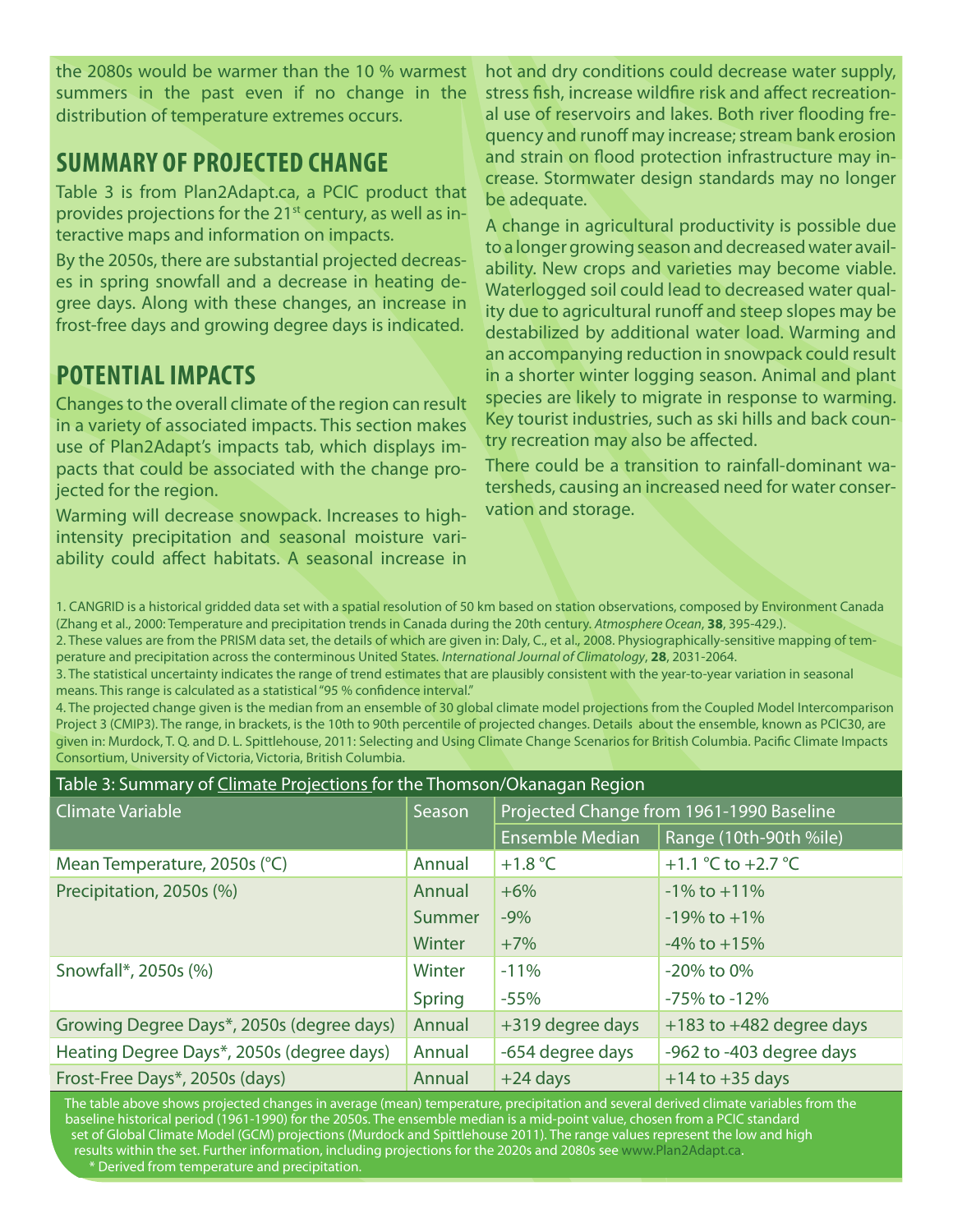the 2080s would be warmer than the 10 % warmest summers in the past even if no change in the distribution of temperature extremes occurs.

## SUMMARY OF PROJECTED CHANGE

Table 3 is from Plan2Adapt.ca, a PCIC product that provides projections for the 21st century, as well as interactive maps and information on impacts.

By the 2050s, there are substantial projected decreases in spring snowfall and a decrease in heating degree days. Along with these changes, an increase in frost-free days and growing degree days is indicated.

## POTENTIAL IMPACTS

Changes to the overall climate of the region can result in a variety of associated impacts. This section makes use of Plan2Adapt's impacts tab, which displays impacts that could be associated with the change projected for the region.

Warming will decrease snowpack. Increases to high-intensity precipitation and seasonal moisture variability could affect habitats. A seasonal increase in hot and dry conditions could decrease water supply, stress fish, increase wildfire risk and affect recreational use of reservoirs and lakes. Both river flooding frequency and runoff may increase; stream bank erosion and strain on flood protection infrastructure may increase. Stormwater design standards may no longer be adequate.

A change in agricultural productivity is possible due to a longer growing season and decreased water availability. New crops and varieties may become viable. Waterlogged soil could lead to decreased water quality due to agricultural runoff and steep slopes may be destabilized by additional water load. Warming and an accompanying reduction in snowpack could result in a shorter winter logging season. Animal and plant species are likely to migrate in response to warming. Key tourist industries, such as ski hills and back country recreation may also be affected.

There could be a transition to rainfall-dominant watersheds, causing an increased need for water conservation and storage.

1. CANGRID is a historical gridded data set with a spatial resolution of 50 km based on station observations, composed by Environment Canada (Zhang et al., 2000: Temperature and precipitation trends in Canada during the 20th century. *Atmosphere Ocean*, **38**, 395-429.).
2. These values are from the PRISM data set, the details of which are given in: Daly, C., et al., 2008. Physiographically-sensitive mapping of temperature and precipitation across the conterminous United States. *International Journal of Climatology*, **28**, 2031-2064.
3. The statistical uncertainty indicates the range of trend estimates that are plausibly consistent with the year-to-year variation in seasonal means. This range is calculated as a statistical "95 % confidence interval."
4. The projected change given is the median from an ensemble of 30 global climate model projections from the Coupled Model Intercomparison Project 3 (CMIP3). The range, in brackets, is the 10th to 90th percentile of projected changes. Details about the ensemble, known as PCIC30, are given in: Murdock, T. Q. and D. L. Spittlehouse, 2011: Selecting and Using Climate Change Scenarios for British Columbia. Pacific Climate Impacts Consortium, University of Victoria, Victoria, British Columbia.

Table 3: Summary of Climate Projections for the Thomson/Okanagan Region

| Climate Variable | Season | Projected Change from 1961-1990 Baseline | |
|---|---|---|---|
| | | Ensemble Median | Range (10th-90th %ile) |
| Mean Temperature, 2050s (°C) | Annual | +1.8 °C | +1.1 °C to +2.7 °C |
| Precipitation, 2050s (%) | Annual | +6% | -1% to +11% |
| | Summer | -9% | -19% to +1% |
| | Winter | +7% | -4% to +15% |
| Snowfall*, 2050s (%) | Winter | -11% | -20% to 0% |
| | Spring | -55% | -75% to -12% |
| Growing Degree Days*, 2050s (degree days) | Annual | +319 degree days | +183 to +482 degree days |
| Heating Degree Days*, 2050s (degree days) | Annual | -654 degree days | -962 to -403 degree days |
| Frost-Free Days*, 2050s (days) | Annual | +24 days | +14 to +35 days |

The table above shows projected changes in average (mean) temperature, precipitation and several derived climate variables from the baseline historical period (1961-1990) for the 2050s. The ensemble median is a mid-point value, chosen from a PCIC standard set of Global Climate Model (GCM) projections (Murdock and Spittlehouse 2011). The range values represent the low and high results within the set. Further information, including projections for the 2020s and 2080s see www.Plan2Adapt.ca.

\* Derived from temperature and precipitation.